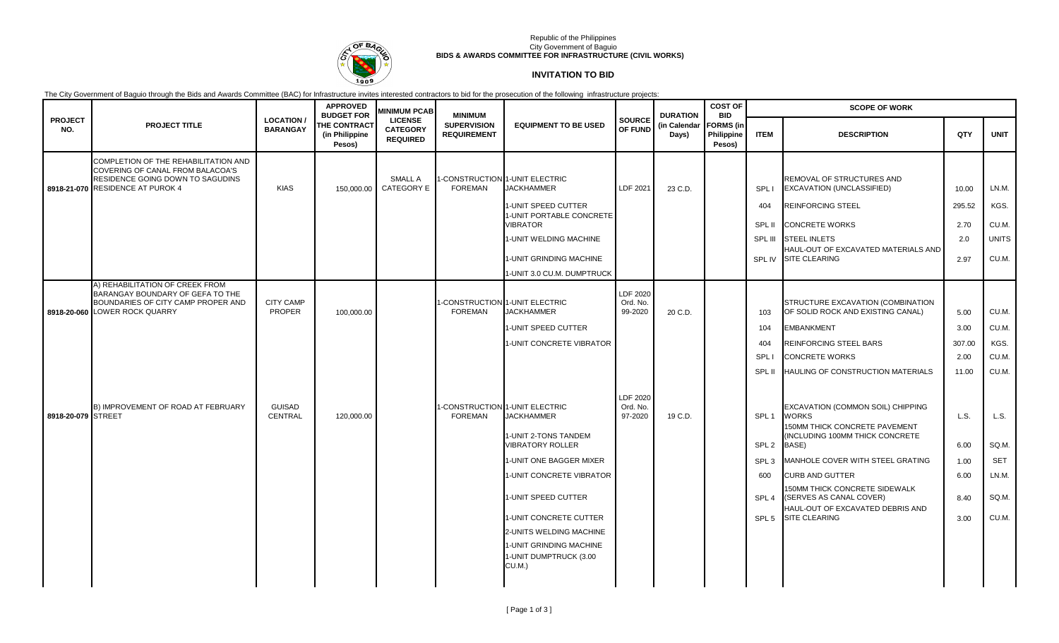Republic of the Philippines
City Government of Baguio
**BIDS & AWARDS COMMITTEE FOR INFRASTRUCTURE (CIVIL WORKS)**

## INVITATION TO BID

The City Government of Baguio through the Bids and Awards Committee (BAC) for Infrastructure invites interested contractors to bid for the prosecution of the following infrastructure projects:

| PROJECT NO. | PROJECT TITLE | LOCATION / BARANGAY | APPROVED BUDGET FOR THE CONTRACT (in Philippine Pesos) | MINIMUM PCAB LICENSE CATEGORY REQUIRED | MINIMUM SUPERVISION REQUIREMENT | EQUIPMENT TO BE USED | SOURCE OF FUND | DURATION (in Calendar Days) | COST OF BID FORMS (in Philippine Pesos) | SCOPE OF WORK | | | |
|---|---|---|---|---|---|---|---|---|---|---|---|---|---|
| | | | | | | | | | | ITEM | DESCRIPTION | QTY | UNIT |
| 8918-21-070 | COMPLETION OF THE REHABILITATION AND COVERING OF CANAL FROM BALACOA'S RESIDENCE GOING DOWN TO SAGUDINS RESIDENCE AT PUROK 4 | KIAS | 150,000.00 | SMALL A CATEGORY E | 1-CONSTRUCTION FOREMAN | 1-UNIT ELECTRIC JACKHAMMER | LDF 2021 | 23 C.D. | | SPL I | REMOVAL OF STRUCTURES AND EXCAVATION (UNCLASSIFIED) | 10.00 | LN.M. |
| | | | | | | 1-UNIT SPEED CUTTER | | | | 404 | REINFORCING STEEL | 295.52 | KGS. |
| | | | | | | 1-UNIT PORTABLE CONCRETE VIBRATOR | | | | SPL II | CONCRETE WORKS | 2.70 | CU.M. |
| | | | | | | 1-UNIT WELDING MACHINE | | | | SPL III | STEEL INLETS | 2.0 | UNITS |
| | | | | | | 1-UNIT GRINDING MACHINE | | | | SPL IV | HAUL-OUT OF EXCAVATED MATERIALS AND SITE CLEARING | 2.97 | CU.M. |
| | | | | | | 1-UNIT 3.0 CU.M. DUMPTRUCK | | | | | | | |
| 8918-20-060 | A) REHABILITATION OF CREEK FROM BARANGAY BOUNDARY OF GEFA TO THE BOUNDARIES OF CITY CAMP PROPER AND LOWER ROCK QUARRY | CITY CAMP PROPER | 100,000.00 | | 1-CONSTRUCTION FOREMAN | 1-UNIT ELECTRIC JACKHAMMER | LDF 2020 Ord. No. 99-2020 | 20 C.D. | | 103 | STRUCTURE EXCAVATION (COMBINATION OF SOLID ROCK AND EXISTING CANAL) | 5.00 | CU.M. |
| | | | | | | 1-UNIT SPEED CUTTER | | | | 104 | EMBANKMENT | 3.00 | CU.M. |
| | | | | | | 1-UNIT CONCRETE VIBRATOR | | | | 404 | REINFORCING STEEL BARS | 307.00 | KGS. |
| | | | | | | | | | | SPL I | CONCRETE WORKS | 2.00 | CU.M. |
| | | | | | | | | | | SPL II | HAULING OF CONSTRUCTION MATERIALS | 11.00 | CU.M. |
| 8918-20-079 | B) IMPROVEMENT OF ROAD AT FEBRUARY STREET | GUISAD CENTRAL | 120,000.00 | | 1-CONSTRUCTION FOREMAN | 1-UNIT ELECTRIC JACKHAMMER | LDF 2020 Ord. No. 97-2020 | 19 C.D. | | SPL 1 | EXCAVATION (COMMON SOIL) CHIPPING WORKS | L.S. | L.S. |
| | | | | | | 1-UNIT 2-TONS TANDEM VIBRATORY ROLLER | | | | SPL 2 | 150MM THICK CONCRETE PAVEMENT (INCLUDING 100MM THICK CONCRETE BASE) | 6.00 | SQ.M. |
| | | | | | | 1-UNIT ONE BAGGER MIXER | | | | SPL 3 | MANHOLE COVER WITH STEEL GRATING | 1.00 | SET |
| | | | | | | 1-UNIT CONCRETE VIBRATOR | | | | 600 | CURB AND GUTTER | 6.00 | LN.M. |
| | | | | | | 1-UNIT SPEED CUTTER | | | | SPL 4 | 150MM THICK CONCRETE SIDEWALK (SERVES AS CANAL COVER) | 8.40 | SQ.M. |
| | | | | | | 1-UNIT CONCRETE CUTTER | | | | SPL 5 | HAUL-OUT OF EXCAVATED DEBRIS AND SITE CLEARING | 3.00 | CU.M. |
| | | | | | | 2-UNITS WELDING MACHINE | | | | | | | |
| | | | | | | 1-UNIT GRINDING MACHINE | | | | | | | |
| | | | | | | 1-UNIT DUMPTRUCK (3.00 CU.M.) | | | | | | | |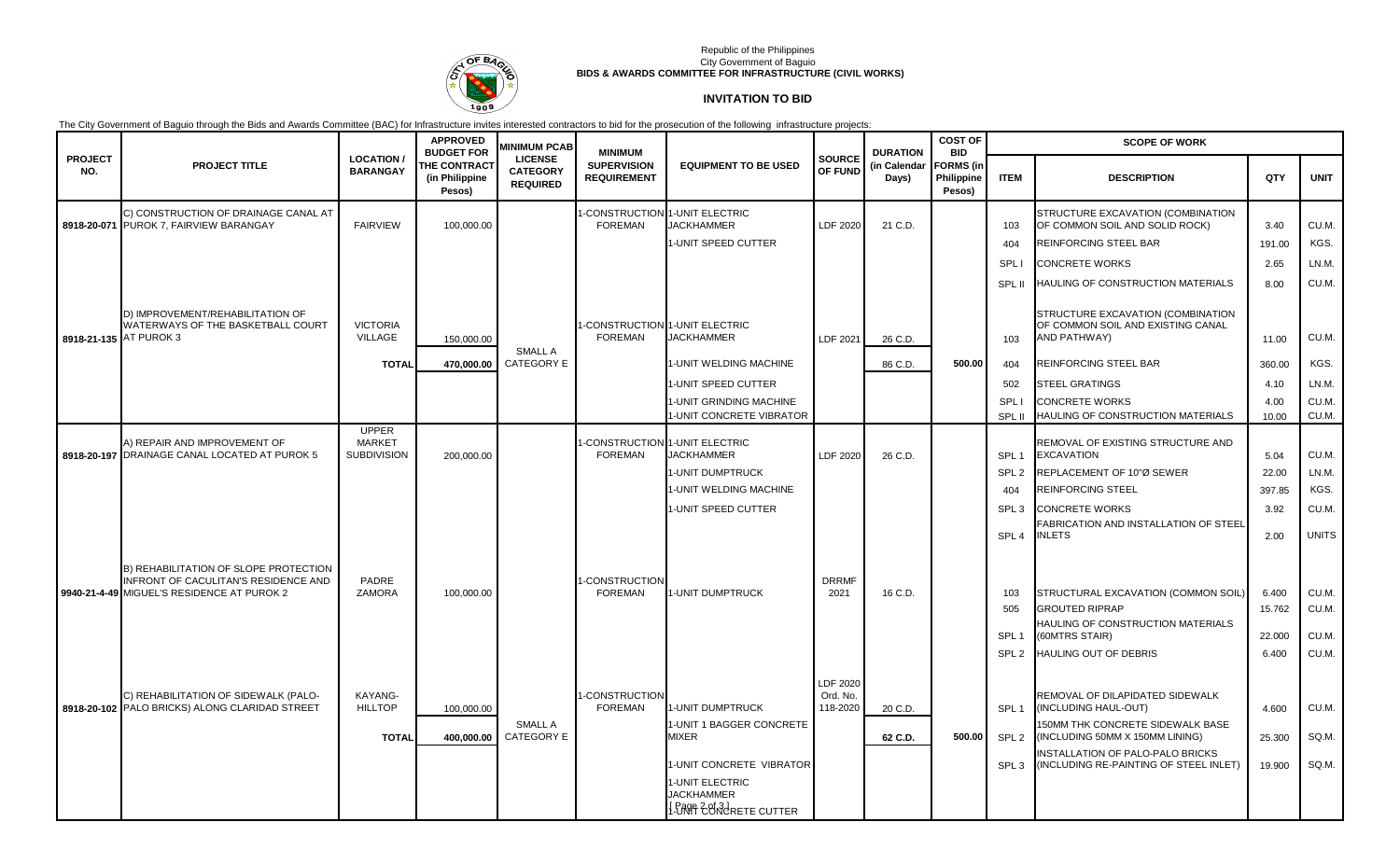Republic of the Philippines
City Government of Baguio
**BIDS & AWARDS COMMITTEE FOR INFRASTRUCTURE (CIVIL WORKS)**

## INVITATION TO BID

The City Government of Baguio through the Bids and Awards Committee (BAC) for Infrastructure invites interested contractors to bid for the prosecution of the following infrastructure projects:

| PROJECT NO. | PROJECT TITLE | LOCATION / BARANGAY | APPROVED BUDGET FOR THE CONTRACT (in Philippine Pesos) | MINIMUM PCAB LICENSE CATEGORY REQUIRED | MINIMUM SUPERVISION REQUIREMENT | EQUIPMENT TO BE USED | SOURCE OF FUND | DURATION (in Calendar Days) | COST OF BID FORMS (in Philipine Pesos) | SCOPE OF WORK | | | |
|---|---|---|---|---|---|---|---|---|---|---|---|---|---|
| | | | | | | | | | | ITEM | DESCRIPTION | QTY | UNIT |
| 8918-20-071 | C) CONSTRUCTION OF DRAINAGE CANAL AT PUROK 7, FAIRVIEW BARANGAY | FAIRVIEW | 100,000.00 | | 1-CONSTRUCTION FOREMAN | 1-UNIT ELECTRIC JACKHAMMER | LDF 2020 | 21 C.D. | | 103 | STRUCTURE EXCAVATION (COMBINATION OF COMMON SOIL AND SOLID ROCK) | 3.40 | CU.M. |
| | | | | | | 1-UNIT SPEED CUTTER | | | | 404 | REINFORCING STEEL BAR | 191.00 | KGS. |
| | | | | | | | | | | SPL I | CONCRETE WORKS | 2.65 | LN.M. |
| | | | | | | | | | | SPL II | HAULING OF CONSTRUCTION MATERIALS | 8.00 | CU.M. |
| 8918-21-135 | D) IMPROVEMENT/REHABILITATION OF WATERWAYS OF THE BASKETBALL COURT AT PUROK 3 | VICTORIA VILLAGE | 150,000.00 | | 1-CONSTRUCTION FOREMAN | 1-UNIT ELECTRIC JACKHAMMER | LDF 2021 | 26 C.D. | | 103 | STRUCTURE EXCAVATION (COMBINATION OF COMMON SOIL AND EXISTING CANAL AND PATHWAY) | 11.00 | CU.M. |
| | | **TOTAL** | **470,000.00** | SMALL A CATEGORY E | | 1-UNIT WELDING MACHINE | | 86 C.D. | **500.00** | 404 | REINFORCING STEEL BAR | 360.00 | KGS. |
| | | | | | | 1-UNIT SPEED CUTTER | | | | 502 | STEEL GRATINGS | 4.10 | LN.M. |
| | | | | | | 1-UNIT GRINDING MACHINE | | | | SPL I | CONCRETE WORKS | 4.00 | CU.M. |
| | | | | | | 1-UNIT CONCRETE VIBRATOR | | | | SPL II | HAULING OF CONSTRUCTION MATERIALS | 10.00 | CU.M. |
| 8918-20-197 | A) REPAIR AND IMPROVEMENT OF DRAINAGE CANAL LOCATED AT PUROK 5 | UPPER MARKET SUBDIVISION | 200,000.00 | | 1-CONSTRUCTION FOREMAN | 1-UNIT ELECTRIC JACKHAMMER | LDF 2020 | 26 C.D. | | SPL 1 | REMOVAL OF EXISTING STRUCTURE AND EXCAVATION | 5.04 | CU.M. |
| | | | | | | 1-UNIT DUMPTRUCK | | | | SPL 2 | REPLACEMENT OF 10"Ø SEWER | 22.00 | LN.M. |
| | | | | | | 1-UNIT WELDING MACHINE | | | | 404 | REINFORCING STEEL | 397.85 | KGS. |
| | | | | | | 1-UNIT SPEED CUTTER | | | | SPL 3 | CONCRETE WORKS | 3.92 | CU.M. |
| | | | | | | | | | | SPL 4 | FABRICATION AND INSTALLATION OF STEEL INLETS | 2.00 | UNITS |
| 9940-21-4-49 | B) REHABILITATION OF SLOPE PROTECTION INFRONT OF CACULITAN'S RESIDENCE AND MIGUEL'S RESIDENCE AT PUROK 2 | PADRE ZAMORA | 100,000.00 | | 1-CONSTRUCTION FOREMAN | 1-UNIT DUMPTRUCK | DRRMF 2021 | 16 C.D. | | 103 | STRUCTURAL EXCAVATION (COMMON SOIL) | 6.400 | CU.M. |
| | | | | | | | | | | 505 | GROUTED RIPRAP | 15.762 | CU.M. |
| | | | | | | | | | | SPL 1 | HAULING OF CONSTRUCTION MATERIALS (60MTRS STAIR) | 22.000 | CU.M. |
| | | | | | | | | | | SPL 2 | HAULING OUT OF DEBRIS | 6.400 | CU.M. |
| 8918-20-102 | C) REHABILITATION OF SIDEWALK (PALO-PALO BRICKS) ALONG CLARIDAD STREET | KAYANG-HILLTOP | 100,000.00 | | 1-CONSTRUCTION FOREMAN | 1-UNIT DUMPTRUCK | LDF 2020 Ord. No. 118-2020 | 20 C.D. | | SPL 1 | REMOVAL OF DILAPIDATED SIDEWALK (INCLUDING HAUL-OUT) | 4.600 | CU.M. |
| | | **TOTAL** | **400,000.00** | SMALL A CATEGORY E | | 1-UNIT 1 BAGGER CONCRETE MIXER | | 62 C.D. | **500.00** | SPL 2 | 150MM THK CONCRETE SIDEWALK BASE (INCLUDING 50MM X 150MM LINING) | 25.300 | SQ.M. |
| | | | | | | 1-UNIT CONCRETE VIBRATOR | | | | SPL 3 | INSTALLATION OF PALO-PALO BRICKS (INCLUDING RE-PAINTING OF STEEL INLET) | 19.900 | SQ.M. |
| | | | | | | 1-UNIT ELECTRIC JACKHAMMER | | | | | | | |
| | | | | | | 1-UNIT CONCRETE CUTTER | | | | | | | |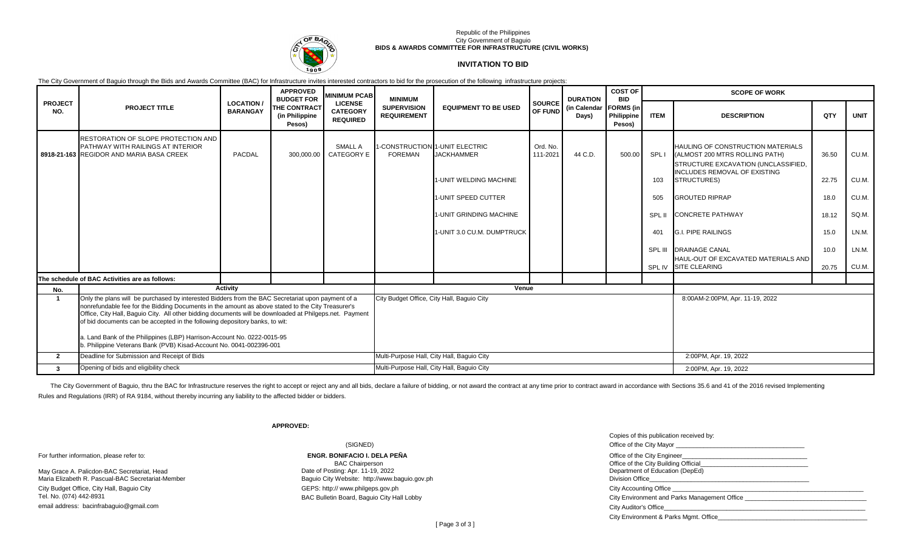Republic of the Philippines
City Government of Baguio
**BIDS & AWARDS COMMITTEE FOR INFRASTRUCTURE (CIVIL WORKS)**

## INVITATION TO BID

The City Government of Baguio through the Bids and Awards Committee (BAC) for Infrastructure invites interested contractors to bid for the prosecution of the following infrastructure projects:

| PROJECT NO. | PROJECT TITLE | LOCATION / BARANGAY | APPROVED BUDGET FOR THE CONTRACT (in Philippine Pesos) | MINIMUM PCAB LICENSE CATEGORY REQUIRED | MINIMUM SUPERVISION REQUIREMENT | EQUIPMENT TO BE USED | SOURCE OF FUND | DURATION (in Calendar Days) | COST OF BID FORMS (in Philippine Pesos) | SCOPE OF WORK | | | |
|---|---|---|---|---|---|---|---|---|---|---|---|---|---|
| | | | | | | | | | | ITEM | DESCRIPTION | QTY | UNIT |
| 8918-21-163 | RESTORATION OF SLOPE PROTECTION AND PATHWAY WITH RAILINGS AT INTERIOR REGIDOR AND MARIA BASA CREEK | PACDAL | 300,000.00 | SMALL A CATEGORY E | 1-CONSTRUCTION FOREMAN | 1-UNIT ELECTRIC JACKHAMMER | Ord. No. 111-2021 | 44 C.D. | 500.00 | SPL I | HAULING OF CONSTRUCTION MATERIALS (ALMOST 200 MTRS ROLLING PATH) | 36.50 | CU.M. |
| | | | | | | 1-UNIT WELDING MACHINE | | | | 103 | STRUCTURE EXCAVATION (UNCLASSIFIED, INCLUDES REMOVAL OF EXISTING STRUCTURES) | 22.75 | CU.M. |
| | | | | | | 1-UNIT SPEED CUTTER | | | | 505 | GROUTED RIPRAP | 18.0 | CU.M. |
| | | | | | | 1-UNIT GRINDING MACHINE | | | | SPL II | CONCRETE PATHWAY | 18.12 | SQ.M. |
| | | | | | | 1-UNIT 3.0 CU.M. DUMPTRUCK | | | | 401 | G.I. PIPE RAILINGS | 15.0 | LN.M. |
| | | | | | | | | | | SPL III | DRAINAGE CANAL | 10.0 | LN.M. |
| | | | | | | | | | | SPL IV | HAUL-OUT OF EXCAVATED MATERIALS AND SITE CLEARING | 20.75 | CU.M. |

The schedule of BAC Activities are as follows:

| No. | Activity | Venue | |
|---|---|---|---|
| 1 | Only the plans will be purchased by interested Bidders from the BAC Secretariat upon payment of a nonrefundable fee for the Bidding Documents in the amount as above stated to the City Treasurer's Office, City Hall, Baguio City. All other bidding documents will be downloaded at Philgeps.net. Payment of bid documents can be accepted in the following depository banks, to wit:<br><br>a. Land Bank of the Philippines (LBP) Harrison-Account No. 0222-0015-95<br>b. Philippine Veterans Bank (PVB) Kisad-Account No. 0041-002396-001 | City Budget Office, City Hall, Baguio City | 8:00AM-2:00PM, Apr. 11-19, 2022 |
| 2 | Deadline for Submission and Receipt of Bids | Multi-Purpose Hall, City Hall, Baguio City | 2:00PM, Apr. 19, 2022 |
| 3 | Opening of bids and eligibility check | Multi-Purpose Hall, City Hall, Baguio City | 2:00PM, Apr. 19, 2022 |

The City Government of Baguio, thru the BAC for Infrastructure reserves the right to accept or reject any and all bids, declare a failure of bidding, or not award the contract at any time prior to contract award in accordance with Sections 35.6 and 41 of the 2016 revised Implementing Rules and Regulations (IRR) of RA 9184, without thereby incurring any liability to the affected bidder or bidders.

**APPROVED:**

(SIGNED)

**ENGR. BONIFACIO I. DELA PEÑA**
BAC Chairperson

Date of Posting: Apr. 11-19, 2022
Baguio City Website: http://www.baguio.gov.ph
GEPS: http:// www.philgeps.gov.ph
BAC Bulletin Board, Baguio City Hall Lobby

For further information, please refer to:

May Grace A. Palicdon-BAC Secretariat, Head
Maria Elizabeth R. Pascual-BAC Secretariat-Member
City Budget Office, City Hall, Baguio City
Tel. No. (074) 442-8931
email address: bacinfrabaguio@gmail.com

Copies of this publication received by:

Office of the City Mayor ____________________
Office of the City Engineer____________________
Office of the City Building Official____________________
Department of Education (DepEd)
Division Office____________________
City Accounting Office ____________________
City Environment and Parks Management Office ____________________
City Auditor's Office____________________
City Environment & Parks Mgmt. Office____________________